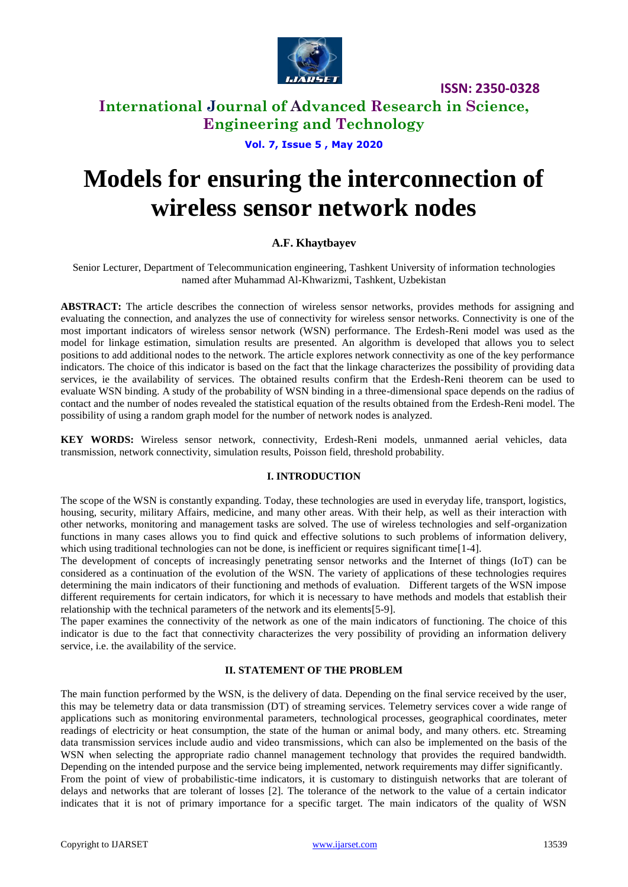# Models for ensuring the interconnection of wireless sensor network nodes

**A.F. Khaytbayev**

Senior Lecturer, Department of Telecommunication engineering, Tashkent University of information technologies named after Muhammad Al-Khwarizmi, Tashkent, Uzbekistan

**ABSTRACT:** The article describes the connection of wireless sensor networks, provides methods for assigning and evaluating the connection, and analyzes the use of connectivity for wireless sensor networks. Connectivity is one of the most important indicators of wireless sensor network (WSN) performance. The Erdesh-Reni model was used as the model for linkage estimation, simulation results are presented. An algorithm is developed that allows you to select positions to add additional nodes to the network. The article explores network connectivity as one of the key performance indicators. The choice of this indicator is based on the fact that the linkage characterizes the possibility of providing data services, ie the availability of services. The obtained results confirm that the Erdesh-Reni theorem can be used to evaluate WSN binding. A study of the probability of WSN binding in a three-dimensional space depends on the radius of contact and the number of nodes revealed the statistical equation of the results obtained from the Erdesh-Reni model. The possibility of using a random graph model for the number of network nodes is analyzed.

**KEY WORDS:** Wireless sensor network, connectivity, Erdesh-Reni models, unmanned aerial vehicles, data transmission, network connectivity, simulation results, Poisson field, threshold probability.

## I. INTRODUCTION

The scope of the WSN is constantly expanding. Today, these technologies are used in everyday life, transport, logistics, housing, security, military Affairs, medicine, and many other areas. With their help, as well as their interaction with other networks, monitoring and management tasks are solved. The use of wireless technologies and self-organization functions in many cases allows you to find quick and effective solutions to such problems of information delivery, which using traditional technologies can not be done, is inefficient or requires significant time[1-4].

The development of concepts of increasingly penetrating sensor networks and the Internet of things (IoT) can be considered as a continuation of the evolution of the WSN. The variety of applications of these technologies requires determining the main indicators of their functioning and methods of evaluation. Different targets of the WSN impose different requirements for certain indicators, for which it is necessary to have methods and models that establish their relationship with the technical parameters of the network and its elements[5-9].

The paper examines the connectivity of the network as one of the main indicators of functioning. The choice of this indicator is due to the fact that connectivity characterizes the very possibility of providing an information delivery service, i.e. the availability of the service.

## II. STATEMENT OF THE PROBLEM

The main function performed by the WSN, is the delivery of data. Depending on the final service received by the user, this may be telemetry data or data transmission (DT) of streaming services. Telemetry services cover a wide range of applications such as monitoring environmental parameters, technological processes, geographical coordinates, meter readings of electricity or heat consumption, the state of the human or animal body, and many others. etc. Streaming data transmission services include audio and video transmissions, which can also be implemented on the basis of the WSN when selecting the appropriate radio channel management technology that provides the required bandwidth. Depending on the intended purpose and the service being implemented, network requirements may differ significantly.

From the point of view of probabilistic-time indicators, it is customary to distinguish networks that are tolerant of delays and networks that are tolerant of losses [2]. The tolerance of the network to the value of a certain indicator indicates that it is not of primary importance for a specific target. The main indicators of the quality of WSN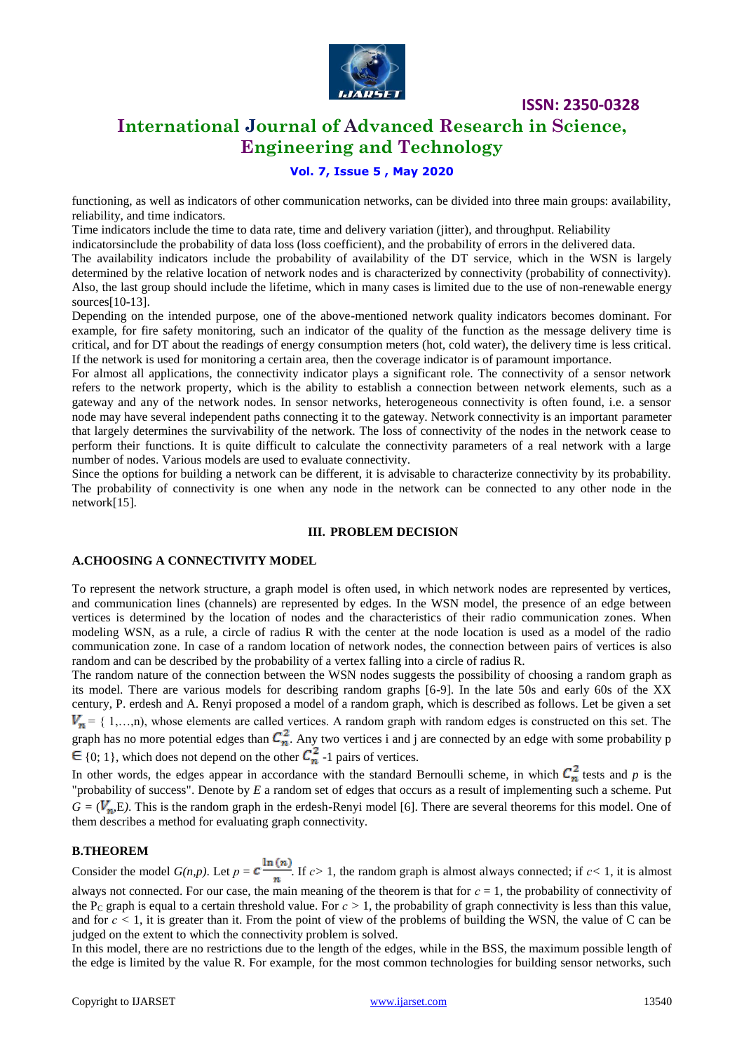functioning, as well as indicators of other communication networks, can be divided into three main groups: availability, reliability, and time indicators.

Time indicators include the time to data rate, time and delivery variation (jitter), and throughput. Reliability indicatorsinclude the probability of data loss (loss coefficient), and the probability of errors in the delivered data.

The availability indicators include the probability of availability of the DT service, which in the WSN is largely determined by the relative location of network nodes and is characterized by connectivity (probability of connectivity). Also, the last group should include the lifetime, which in many cases is limited due to the use of non-renewable energy sources[10-13].

Depending on the intended purpose, one of the above-mentioned network quality indicators becomes dominant. For example, for fire safety monitoring, such an indicator of the quality of the function as the message delivery time is critical, and for DT about the readings of energy consumption meters (hot, cold water), the delivery time is less critical. If the network is used for monitoring a certain area, then the coverage indicator is of paramount importance.

For almost all applications, the connectivity indicator plays a significant role. The connectivity of a sensor network refers to the network property, which is the ability to establish a connection between network elements, such as a gateway and any of the network nodes. In sensor networks, heterogeneous connectivity is often found, i.e. a sensor node may have several independent paths connecting it to the gateway. Network connectivity is an important parameter that largely determines the survivability of the network. The loss of connectivity of the nodes in the network cease to perform their functions. It is quite difficult to calculate the connectivity parameters of a real network with a large number of nodes. Various models are used to evaluate connectivity.

Since the options for building a network can be different, it is advisable to characterize connectivity by its probability. The probability of connectivity is one when any node in the network can be connected to any other node in the network[15].

## III. PROBLEM DECISION

### A.CHOOSING A CONNECTIVITY MODEL

To represent the network structure, a graph model is often used, in which network nodes are represented by vertices, and communication lines (channels) are represented by edges. In the WSN model, the presence of an edge between vertices is determined by the location of nodes and the characteristics of their radio communication zones. When modeling WSN, as a rule, a circle of radius R with the center at the node location is used as a model of the radio communication zone. In case of a random location of network nodes, the connection between pairs of vertices is also random and can be described by the probability of a vertex falling into a circle of radius R.

The random nature of the connection between the WSN nodes suggests the possibility of choosing a random graph as its model. There are various models for describing random graphs [6-9]. In the late 50s and early 60s of the XX century, P. erdesh and A. Renyi proposed a model of a random graph, which is described as follows. Let be given a set $V_n = \{1,\ldots,n\}$, whose elements are called vertices. A random graph with random edges is constructed on this set. The graph has no more potential edges than $C_n^2$. Any two vertices i and j are connected by an edge with some probability p $\in \{0; 1\}$, which does not depend on the other $C_n^2$ -1 pairs of vertices.

In other words, the edges appear in accordance with the standard Bernoulli scheme, in which $C_n^2$ tests and *p* is the "probability of success". Denote by *E* a random set of edges that occurs as a result of implementing such a scheme. Put $G = (V_n, E)$. This is the random graph in the erdesh-Renyi model [6]. There are several theorems for this model. One of them describes a method for evaluating graph connectivity.

### B.THEOREM

Consider the model *G(n,p)*. Let $p = c\frac{\ln(n)}{n}$. If $c > 1$, the random graph is almost always connected; if $c < 1$, it is almost always not connected. For our case, the main meaning of the theorem is that for $c = 1$, the probability of connectivity of the $P_C$ graph is equal to a certain threshold value. For $c > 1$, the probability of graph connectivity is less than this value, and for $c < 1$, it is greater than it. From the point of view of the problems of building the WSN, the value of C can be judged on the extent to which the connectivity problem is solved.

In this model, there are no restrictions due to the length of the edges, while in the BSS, the maximum possible length of the edge is limited by the value R. For example, for the most common technologies for building sensor networks, such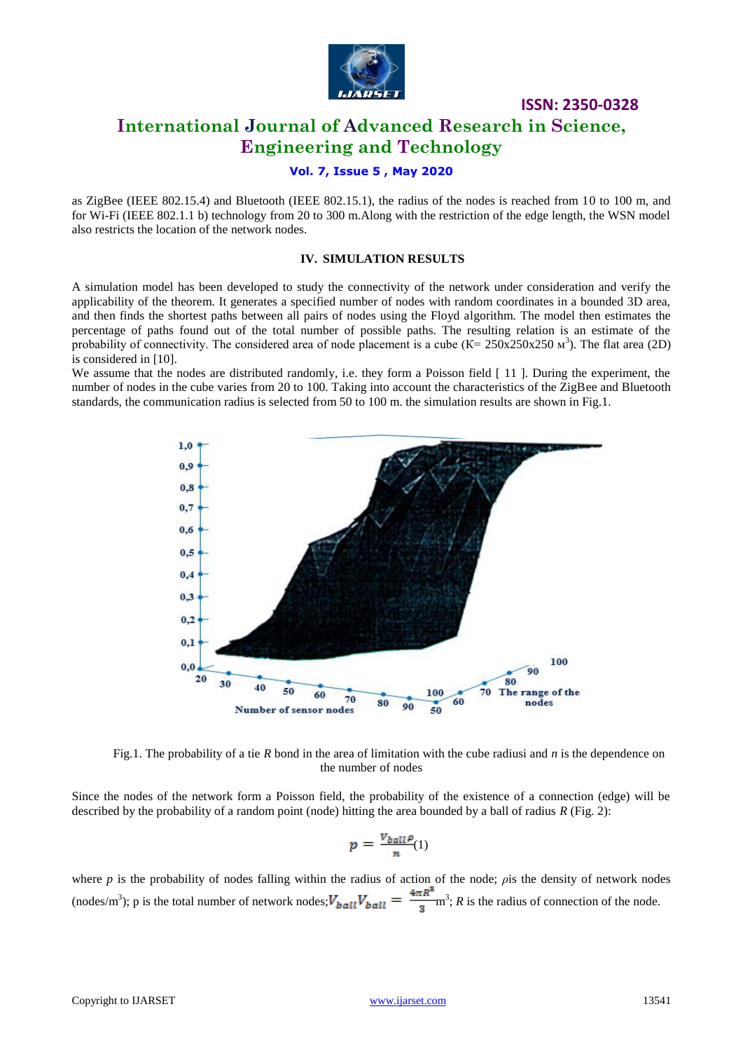as ZigBee (IEEE 802.15.4) and Bluetooth (IEEE 802.15.1), the radius of the nodes is reached from 10 to 100 m, and for Wi-Fi (IEEE 802.1.1 b) technology from 20 to 300 m.Along with the restriction of the edge length, the WSN model also restricts the location of the network nodes.

## IV. SIMULATION RESULTS

A simulation model has been developed to study the connectivity of the network under consideration and verify the applicability of the theorem. It generates a specified number of nodes with random coordinates in a bounded 3D area, and then finds the shortest paths between all pairs of nodes using the Floyd algorithm. The model then estimates the percentage of paths found out of the total number of possible paths. The resulting relation is an estimate of the probability of connectivity. The considered area of node placement is a cube (K= 250x250x250 м$^3$). The flat area (2D) is considered in [10].

We assume that the nodes are distributed randomly, i.e. they form a Poisson field [ 11 ]. During the experiment, the number of nodes in the cube varies from 20 to 100. Taking into account the characteristics of the ZigBee and Bluetooth standards, the communication radius is selected from 50 to 100 m. the simulation results are shown in Fig.1.

Fig.1. The probability of a tie *R* bond in the area of limitation with the cube radiusi and *n* is the dependence on the number of nodes

Since the nodes of the network form a Poisson field, the probability of the existence of a connection (edge) will be described by the probability of a random point (node) hitting the area bounded by a ball of radius *R* (Fig. 2):

$$p = \frac{V_{ball}\rho}{n} (1)$$

where *p* is the probability of nodes falling within the radius of action of the node; $\rho$is the density of network nodes (nodes/m$^3$); p is the total number of network nodes;$V_{ball}V_{ball} = \frac{4\pi R^3}{3}$m$^3$; *R* is the radius of connection of the node.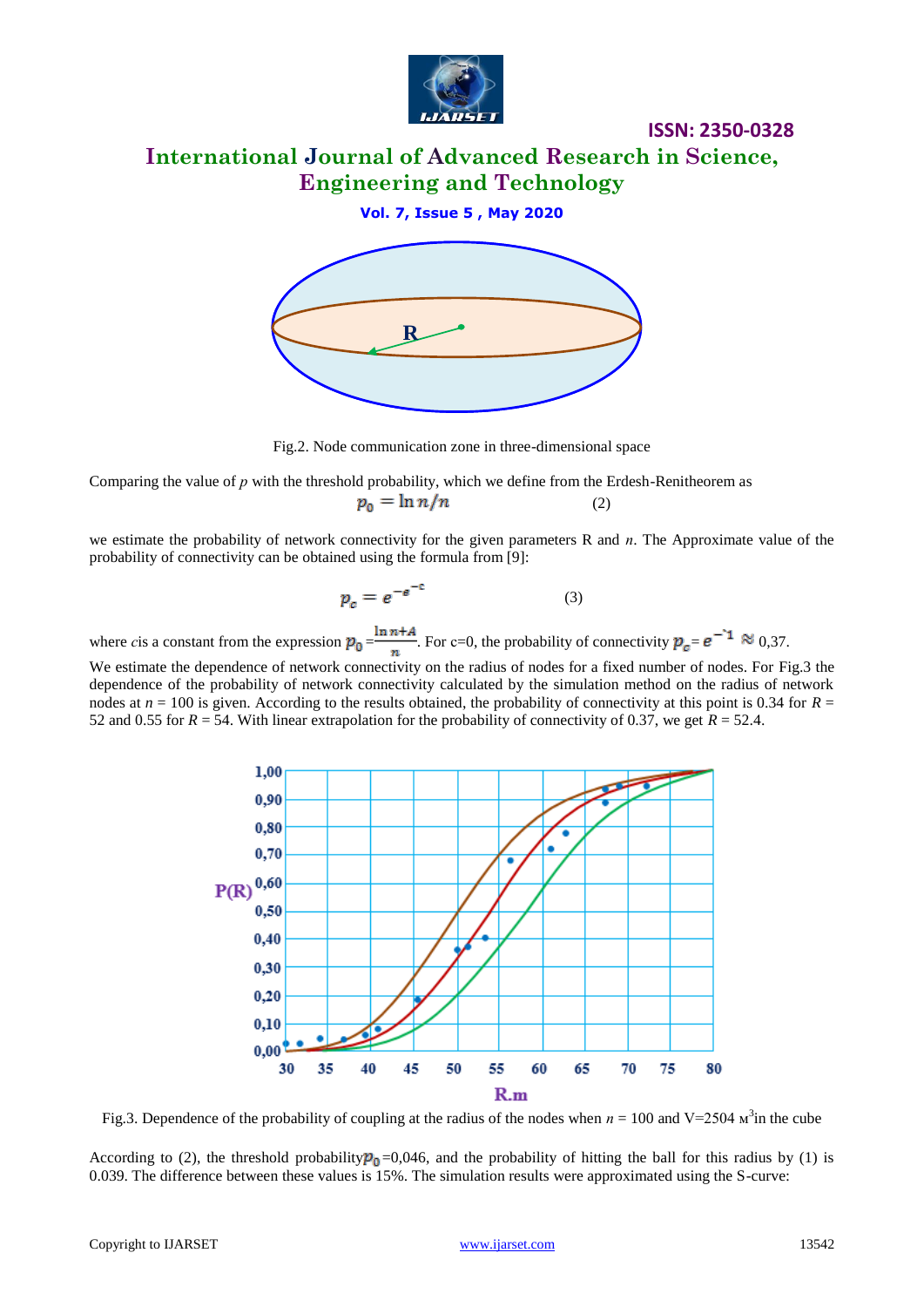Fig.2. Node communication zone in three-dimensional space

Comparing the value of $p$ with the threshold probability, which we define from the Erdesh-Renitheorem as

$$p_0 = \ln n / n \qquad (2)$$

we estimate the probability of network connectivity for the given parameters R and $n$. The Approximate value of the probability of connectivity can be obtained using the formula from [9]:

$$p_c = e^{-e^{-c}} \qquad (3)$$

where $c$is a constant from the expression $p_0 = \frac{\ln n + A}{n}$. For c=0, the probability of connectivity $p_c = e^{-1} \approx 0{,}37$.

We estimate the dependence of network connectivity on the radius of nodes for a fixed number of nodes. For Fig.3 the dependence of the probability of network connectivity calculated by the simulation method on the radius of network nodes at $n$ = 100 is given. According to the results obtained, the probability of connectivity at this point is 0.34 for $R$ = 52 and 0.55 for $R$ = 54. With linear extrapolation for the probability of connectivity of 0.37, we get $R$ = 52.4.

Fig.3. Dependence of the probability of coupling at the radius of the nodes when $n$ = 100 and V=2504 м$^3$in the cube

According to (2), the threshold probability$p_0$=0,046, and the probability of hitting the ball for this radius by (1) is 0.039. The difference between these values is 15%. The simulation results were approximated using the S-curve: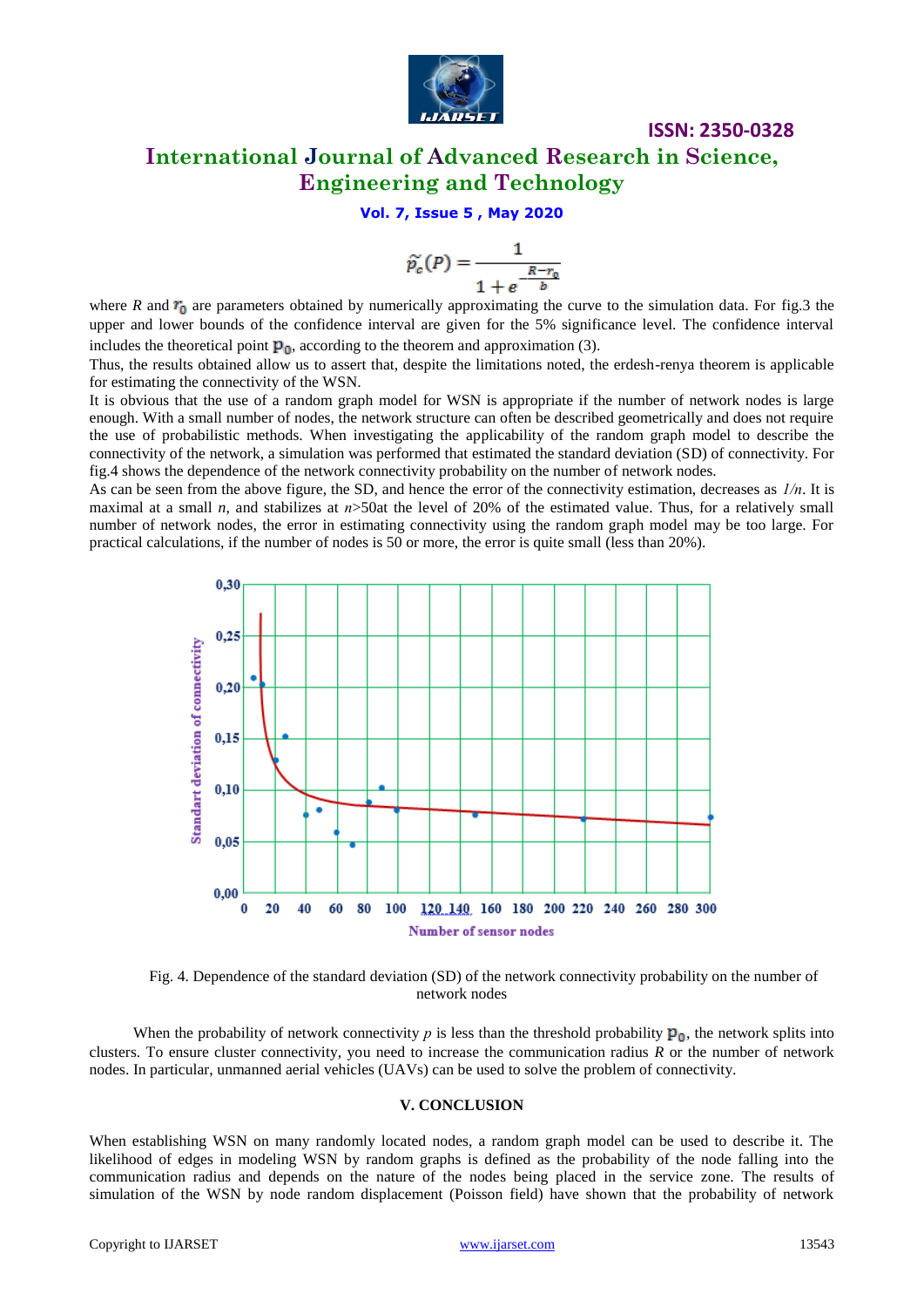$$\tilde{p}_c(P) = \frac{1}{1 + e^{-\frac{R - r_0}{b}}}$$

where $R$ and $r_0$ are parameters obtained by numerically approximating the curve to the simulation data. For fig.3 the upper and lower bounds of the confidence interval are given for the 5% significance level. The confidence interval includes the theoretical point $\mathbf{p_0}$, according to the theorem and approximation (3).

Thus, the results obtained allow us to assert that, despite the limitations noted, the erdesh-renya theorem is applicable for estimating the connectivity of the WSN.

It is obvious that the use of a random graph model for WSN is appropriate if the number of network nodes is large enough. With a small number of nodes, the network structure can often be described geometrically and does not require the use of probabilistic methods. When investigating the applicability of the random graph model to describe the connectivity of the network, a simulation was performed that estimated the standard deviation (SD) of connectivity. For fig.4 shows the dependence of the network connectivity probability on the number of network nodes.

As can be seen from the above figure, the SD, and hence the error of the connectivity estimation, decreases as $1/n$. It is maximal at a small $n$, and stabilizes at $n$>50at the level of 20% of the estimated value. Thus, for a relatively small number of network nodes, the error in estimating connectivity using the random graph model may be too large. For practical calculations, if the number of nodes is 50 or more, the error is quite small (less than 20%).

Fig. 4. Dependence of the standard deviation (SD) of the network connectivity probability on the number of network nodes

When the probability of network connectivity $p$ is less than the threshold probability $\mathbf{p_0}$, the network splits into clusters. To ensure cluster connectivity, you need to increase the communication radius $R$ or the number of network nodes. In particular, unmanned aerial vehicles (UAVs) can be used to solve the problem of connectivity.

## V. CONCLUSION

When establishing WSN on many randomly located nodes, a random graph model can be used to describe it. The likelihood of edges in modeling WSN by random graphs is defined as the probability of the node falling into the communication radius and depends on the nature of the nodes being placed in the service zone. The results of simulation of the WSN by node random displacement (Poisson field) have shown that the probability of network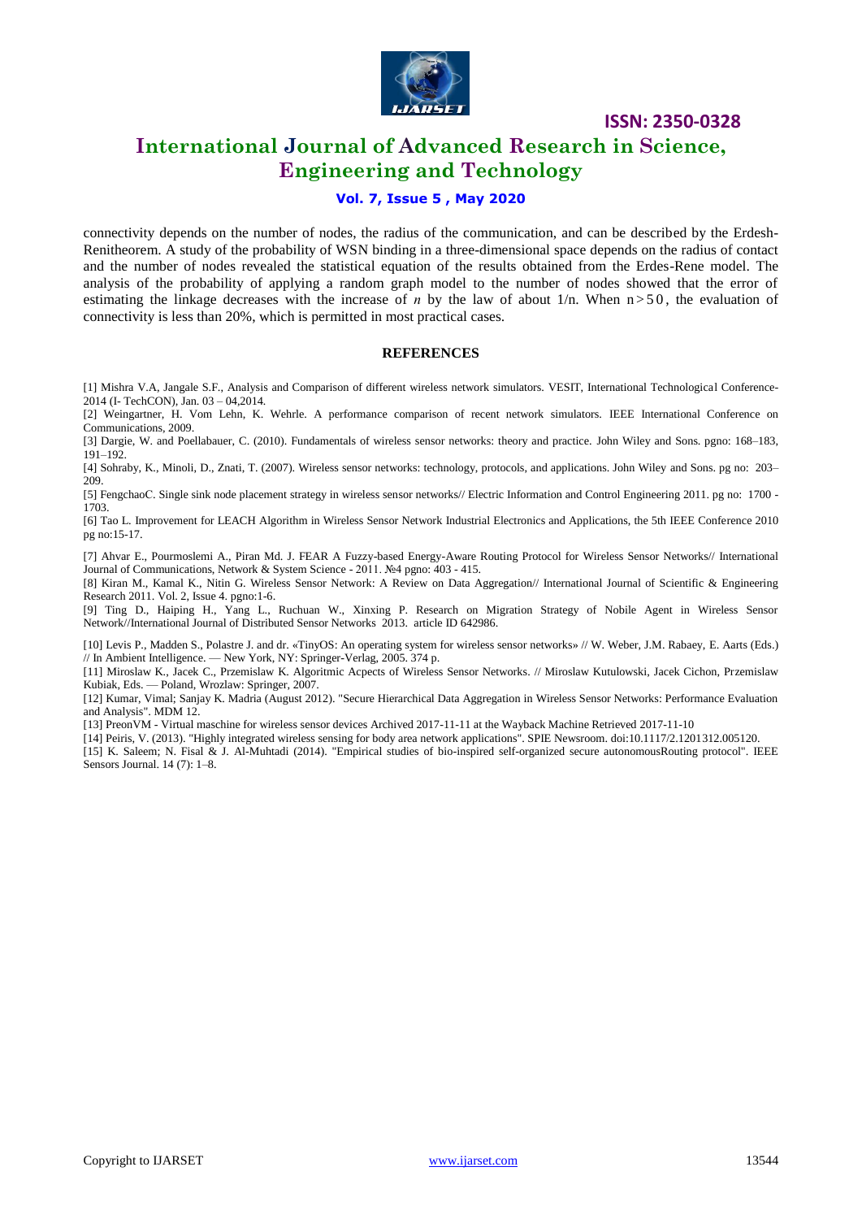connectivity depends on the number of nodes, the radius of the communication, and can be described by the Erdesh-Renitheorem. A study of the probability of WSN binding in a three-dimensional space depends on the radius of contact and the number of nodes revealed the statistical equation of the results obtained from the Erdes-Rene model. The analysis of the probability of applying a random graph model to the number of nodes showed that the error of estimating the linkage decreases with the increase of $n$ by the law of about 1/n. When $n > 50$, the evaluation of connectivity is less than 20%, which is permitted in most practical cases.

## REFERENCES

[1] Mishra V.A, Jangale S.F., Analysis and Comparison of different wireless network simulators. VESIT, International Technological Conference-2014 (I- TechCON), Jan. 03 – 04,2014.

[2] Weingartner, H. Vom Lehn, K. Wehrle. A performance comparison of recent network simulators. IEEE International Conference on Communications, 2009.

[3] Dargie, W. and Poellabauer, C. (2010). Fundamentals of wireless sensor networks: theory and practice. John Wiley and Sons. pgno: 168–183, 191–192.

[4] Sohraby, K., Minoli, D., Znati, T. (2007). Wireless sensor networks: technology, protocols, and applications. John Wiley and Sons. pg no: 203–209.

[5] FengchaoC. Single sink node placement strategy in wireless sensor networks// Electric Information and Control Engineering 2011. pg no: 1700 - 1703.

[6] Tao L. Improvement for LEACH Algorithm in Wireless Sensor Network Industrial Electronics and Applications, the 5th IEEE Conference 2010 pg no:15-17.

[7] Ahvar E., Pourmoslemi A., Piran Md. J. FEAR A Fuzzy-based Energy-Aware Routing Protocol for Wireless Sensor Networks// International Journal of Communications, Network & System Science - 2011. №4 pgno: 403 - 415.

[8] Kiran M., Kamal K., Nitin G. Wireless Sensor Network: A Review on Data Aggregation// International Journal of Scientific & Engineering Research 2011. Vol. 2, Issue 4. pgno:1-6.

[9] Ting D., Haiping H., Yang L., Ruchuan W., Xinxing P. Research on Migration Strategy of Nobile Agent in Wireless Sensor Network//International Journal of Distributed Sensor Networks 2013. article ID 642986.

[10] Levis P., Madden S., Polastre J. and dr. «TinyOS: An operating system for wireless sensor networks» // W. Weber, J.M. Rabaey, E. Aarts (Eds.) // In Ambient Intelligence. — New York, NY: Springer-Verlag, 2005. 374 p.

[11] Miroslaw K., Jacek C., Przemislaw K. Algoritmic Acpects of Wireless Sensor Networks. // Miroslaw Kutulowski, Jacek Cichon, Przemislaw Kubiak, Eds. — Poland, Wrozlaw: Springer, 2007.

[12] Kumar, Vimal; Sanjay K. Madria (August 2012). "Secure Hierarchical Data Aggregation in Wireless Sensor Networks: Performance Evaluation and Analysis". MDM 12.

[13] PreonVM - Virtual maschine for wireless sensor devices Archived 2017-11-11 at the Wayback Machine Retrieved 2017-11-10

[14] Peiris, V. (2013). "Highly integrated wireless sensing for body area network applications". SPIE Newsroom. doi:10.1117/2.1201312.005120.

[15] K. Saleem; N. Fisal & J. Al-Muhtadi (2014). "Empirical studies of bio-inspired self-organized secure autonomousRouting protocol". IEEE Sensors Journal. 14 (7): 1–8.